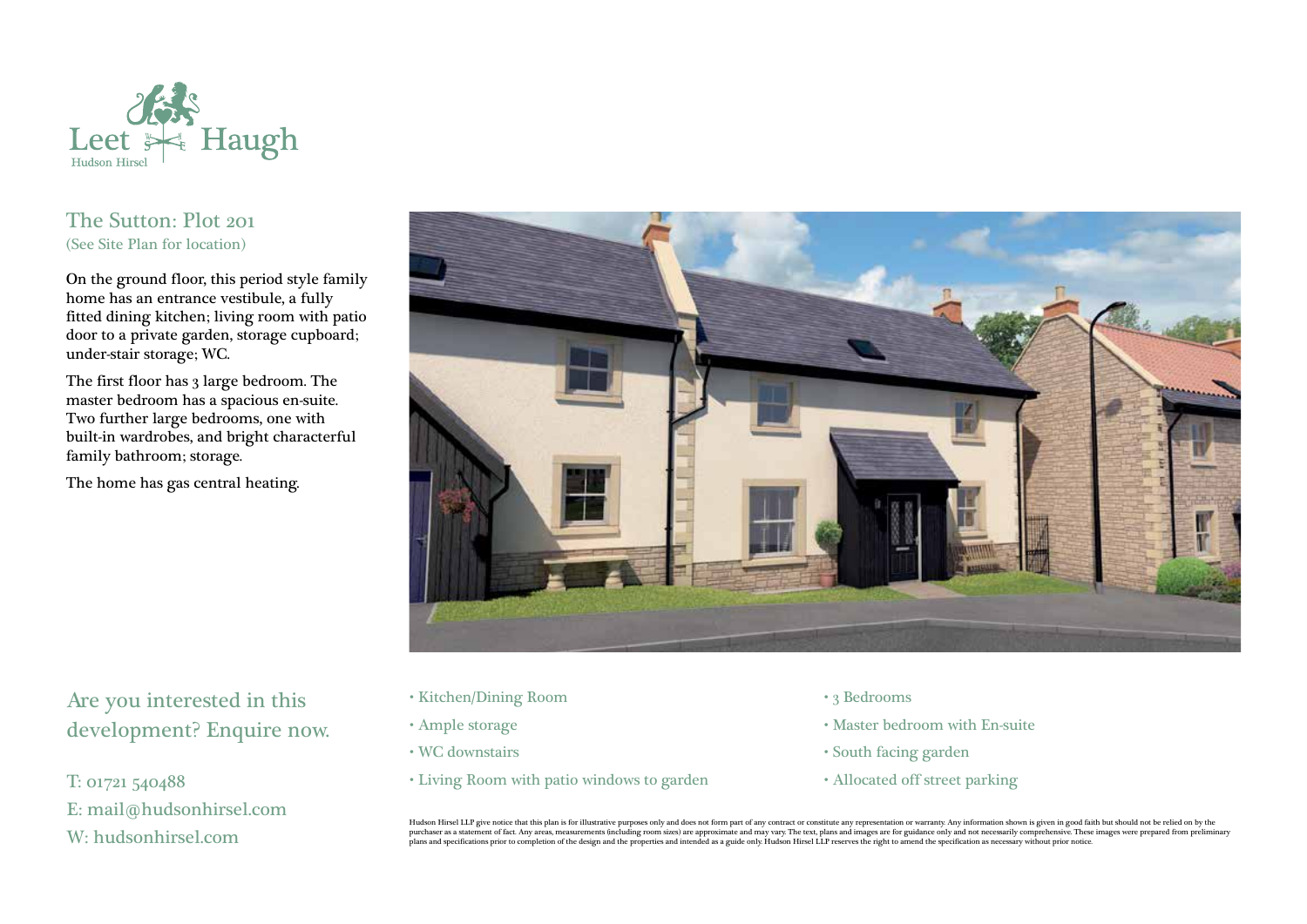Leet Haugh

Hudson Hirsel

## The Sutton: Plot 201

(See Site Plan for location)

On the ground floor, this period style family home has an entrance vestibule, a fully fitted dining kitchen; living room with patio door to a private garden, storage cupboard; under-stair storage; WC.

The first floor has 3 large bedroom. The master bedroom has a spacious en-suite. Two further large bedrooms, one with built-in wardrobes, and bright characterful family bathroom; storage.

The home has gas central heating.

## Are you interested in this development? Enquire now.

T: 01721 540488

E: mail@hudsonhirsel.com

W: hudsonhirsel.com

- Kitchen/Dining Room
- Ample storage
- WC downstairs
- Living Room with patio windows to garden
- 3 Bedrooms
- Master bedroom with En-suite
- South facing garden
- Allocated off street parking

Hudson Hirsel LLP give notice that this plan is for illustrative purposes only and does not form part of any contract or constitute any representation or warranty. Any information shown is given in good faith but should not be relied on by the purchaser as a statement of fact. Any areas, measurements (including room sizes) are approximate and may vary. The text, plans and images are for guidance only and not necessarily comprehensive. These images were prepared from preliminary plans and specifications prior to completion of the design and the properties and intended as a guide only. Hudson Hirsel LLP reserves the right to amend the specification as necessary without prior notice.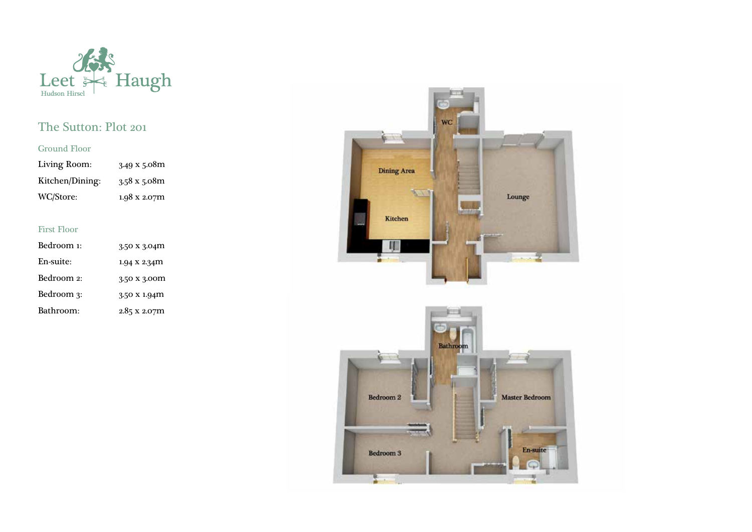Leet Haugh

Hudson Hirsel

## The Sutton: Plot 201

### Ground Floor

| | |
|---|---|
| Living Room: | 3.49 x 5.08m |
| Kitchen/Dining: | 3.58 x 5.08m |
| WC/Store: | 1.98 x 2.07m |

### First Floor

| | |
|---|---|
| Bedroom 1: | 3.50 x 3.04m |
| En-suite: | 1.94 x 2.34m |
| Bedroom 2: | 3.50 x 3.00m |
| Bedroom 3: | 3.50 x 1.94m |
| Bathroom: | 2.85 x 2.07m |

WC
Dining Area
Lounge
Kitchen

Bathroom
Bedroom 2
Master Bedroom
Bedroom 3
En-suite